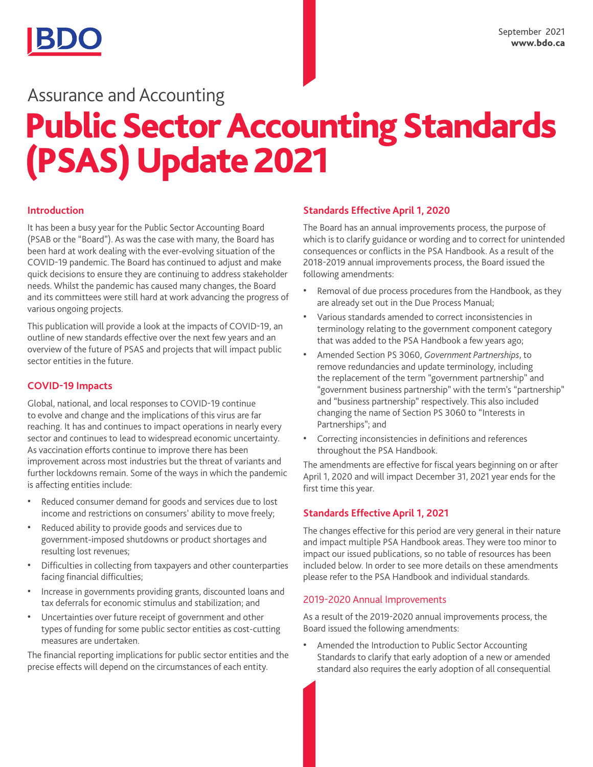September 2021
**www.bdo.ca**

Assurance and Accounting

# Public Sector Accounting Standards (PSAS) Update 2021

## Introduction

It has been a busy year for the Public Sector Accounting Board (PSAB or the "Board"). As was the case with many, the Board has been hard at work dealing with the ever-evolving situation of the COVID-19 pandemic. The Board has continued to adjust and make quick decisions to ensure they are continuing to address stakeholder needs. Whilst the pandemic has caused many changes, the Board and its committees were still hard at work advancing the progress of various ongoing projects.

This publication will provide a look at the impacts of COVID-19, an outline of new standards effective over the next few years and an overview of the future of PSAS and projects that will impact public sector entities in the future.

## COVID-19 Impacts

Global, national, and local responses to COVID-19 continue to evolve and change and the implications of this virus are far reaching. It has and continues to impact operations in nearly every sector and continues to lead to widespread economic uncertainty. As vaccination efforts continue to improve there has been improvement across most industries but the threat of variants and further lockdowns remain. Some of the ways in which the pandemic is affecting entities include:

- Reduced consumer demand for goods and services due to lost income and restrictions on consumers' ability to move freely;
- Reduced ability to provide goods and services due to government-imposed shutdowns or product shortages and resulting lost revenues;
- Difficulties in collecting from taxpayers and other counterparties facing financial difficulties;
- Increase in governments providing grants, discounted loans and tax deferrals for economic stimulus and stabilization; and
- Uncertainties over future receipt of government and other types of funding for some public sector entities as cost-cutting measures are undertaken.

The financial reporting implications for public sector entities and the precise effects will depend on the circumstances of each entity.

## Standards Effective April 1, 2020

The Board has an annual improvements process, the purpose of which is to clarify guidance or wording and to correct for unintended consequences or conflicts in the PSA Handbook. As a result of the 2018-2019 annual improvements process, the Board issued the following amendments:

- Removal of due process procedures from the Handbook, as they are already set out in the Due Process Manual;
- Various standards amended to correct inconsistencies in terminology relating to the government component category that was added to the PSA Handbook a few years ago;
- Amended Section PS 3060, *Government Partnerships*, to remove redundancies and update terminology, including the replacement of the term "government partnership" and "government business partnership" with the term's "partnership" and "business partnership" respectively. This also included changing the name of Section PS 3060 to "Interests in Partnerships"; and
- Correcting inconsistencies in definitions and references throughout the PSA Handbook.

The amendments are effective for fiscal years beginning on or after April 1, 2020 and will impact December 31, 2021 year ends for the first time this year.

## Standards Effective April 1, 2021

The changes effective for this period are very general in their nature and impact multiple PSA Handbook areas. They were too minor to impact our issued publications, so no table of resources has been included below. In order to see more details on these amendments please refer to the PSA Handbook and individual standards.

### 2019-2020 Annual Improvements

As a result of the 2019-2020 annual improvements process, the Board issued the following amendments:

- Amended the Introduction to Public Sector Accounting Standards to clarify that early adoption of a new or amended standard also requires the early adoption of all consequential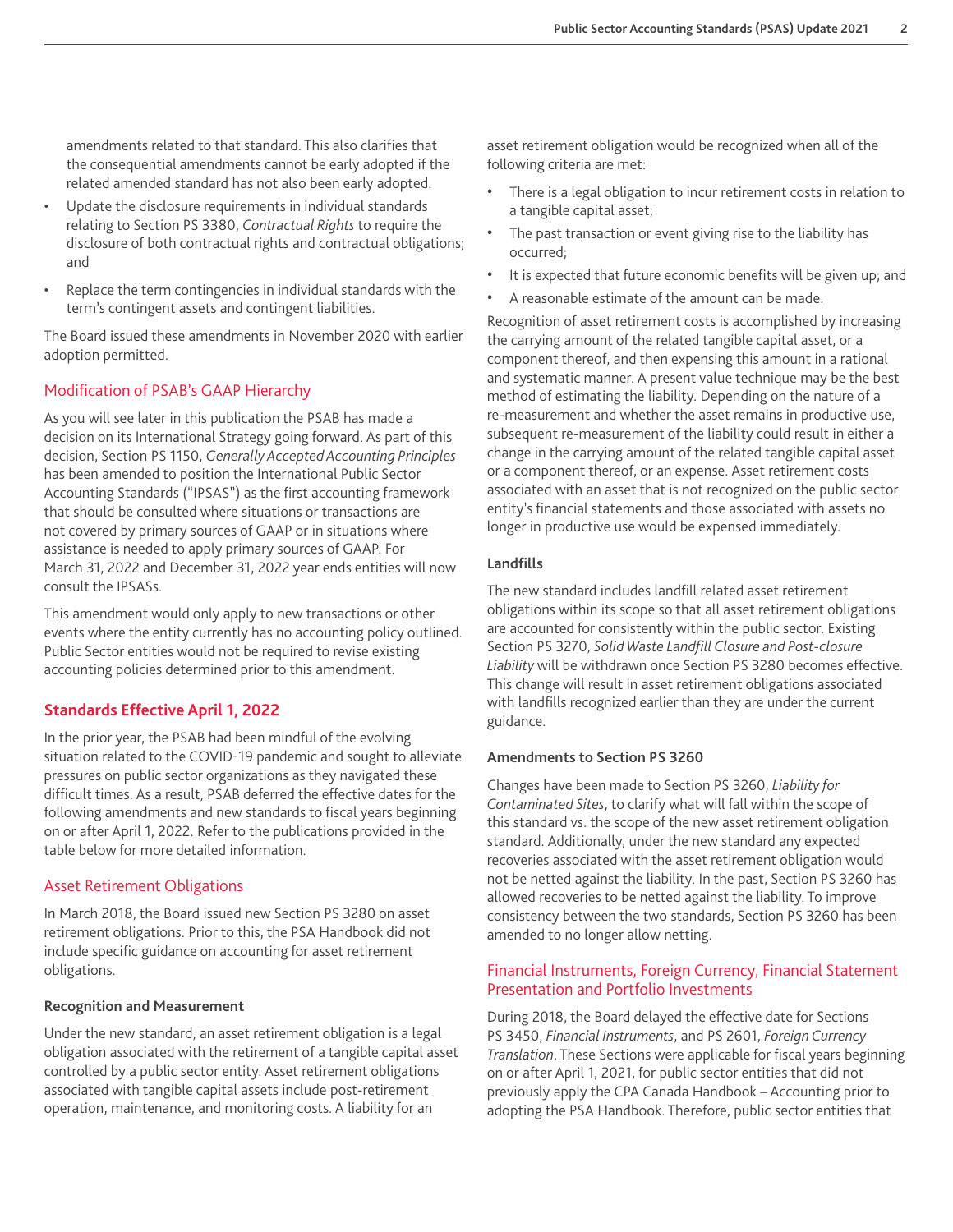amendments related to that standard. This also clarifies that the consequential amendments cannot be early adopted if the related amended standard has not also been early adopted.

- Update the disclosure requirements in individual standards relating to Section PS 3380, *Contractual Rights* to require the disclosure of both contractual rights and contractual obligations; and
- Replace the term contingencies in individual standards with the term's contingent assets and contingent liabilities.

The Board issued these amendments in November 2020 with earlier adoption permitted.

### Modification of PSAB's GAAP Hierarchy

As you will see later in this publication the PSAB has made a decision on its International Strategy going forward. As part of this decision, Section PS 1150, *Generally Accepted Accounting Principles* has been amended to position the International Public Sector Accounting Standards ("IPSAS") as the first accounting framework that should be consulted where situations or transactions are not covered by primary sources of GAAP or in situations where assistance is needed to apply primary sources of GAAP. For March 31, 2022 and December 31, 2022 year ends entities will now consult the IPSASs.

This amendment would only apply to new transactions or other events where the entity currently has no accounting policy outlined. Public Sector entities would not be required to revise existing accounting policies determined prior to this amendment.

## Standards Effective April 1, 2022

In the prior year, the PSAB had been mindful of the evolving situation related to the COVID-19 pandemic and sought to alleviate pressures on public sector organizations as they navigated these difficult times. As a result, PSAB deferred the effective dates for the following amendments and new standards to fiscal years beginning on or after April 1, 2022. Refer to the publications provided in the table below for more detailed information.

### Asset Retirement Obligations

In March 2018, the Board issued new Section PS 3280 on asset retirement obligations. Prior to this, the PSA Handbook did not include specific guidance on accounting for asset retirement obligations.

#### Recognition and Measurement

Under the new standard, an asset retirement obligation is a legal obligation associated with the retirement of a tangible capital asset controlled by a public sector entity. Asset retirement obligations associated with tangible capital assets include post-retirement operation, maintenance, and monitoring costs. A liability for an asset retirement obligation would be recognized when all of the following criteria are met:

- There is a legal obligation to incur retirement costs in relation to a tangible capital asset;
- The past transaction or event giving rise to the liability has occurred;
- It is expected that future economic benefits will be given up; and
- A reasonable estimate of the amount can be made.

Recognition of asset retirement costs is accomplished by increasing the carrying amount of the related tangible capital asset, or a component thereof, and then expensing this amount in a rational and systematic manner. A present value technique may be the best method of estimating the liability. Depending on the nature of a re-measurement and whether the asset remains in productive use, subsequent re-measurement of the liability could result in either a change in the carrying amount of the related tangible capital asset or a component thereof, or an expense. Asset retirement costs associated with an asset that is not recognized on the public sector entity's financial statements and those associated with assets no longer in productive use would be expensed immediately.

#### Landfills

The new standard includes landfill related asset retirement obligations within its scope so that all asset retirement obligations are accounted for consistently within the public sector. Existing Section PS 3270, *Solid Waste Landfill Closure and Post-closure Liability* will be withdrawn once Section PS 3280 becomes effective. This change will result in asset retirement obligations associated with landfills recognized earlier than they are under the current guidance.

#### Amendments to Section PS 3260

Changes have been made to Section PS 3260, *Liability for Contaminated Sites*, to clarify what will fall within the scope of this standard vs. the scope of the new asset retirement obligation standard. Additionally, under the new standard any expected recoveries associated with the asset retirement obligation would not be netted against the liability. In the past, Section PS 3260 has allowed recoveries to be netted against the liability. To improve consistency between the two standards, Section PS 3260 has been amended to no longer allow netting.

### Financial Instruments, Foreign Currency, Financial Statement Presentation and Portfolio Investments

During 2018, the Board delayed the effective date for Sections PS 3450, *Financial Instruments*, and PS 2601, *Foreign Currency Translation*. These Sections were applicable for fiscal years beginning on or after April 1, 2021, for public sector entities that did not previously apply the CPA Canada Handbook – Accounting prior to adopting the PSA Handbook. Therefore, public sector entities that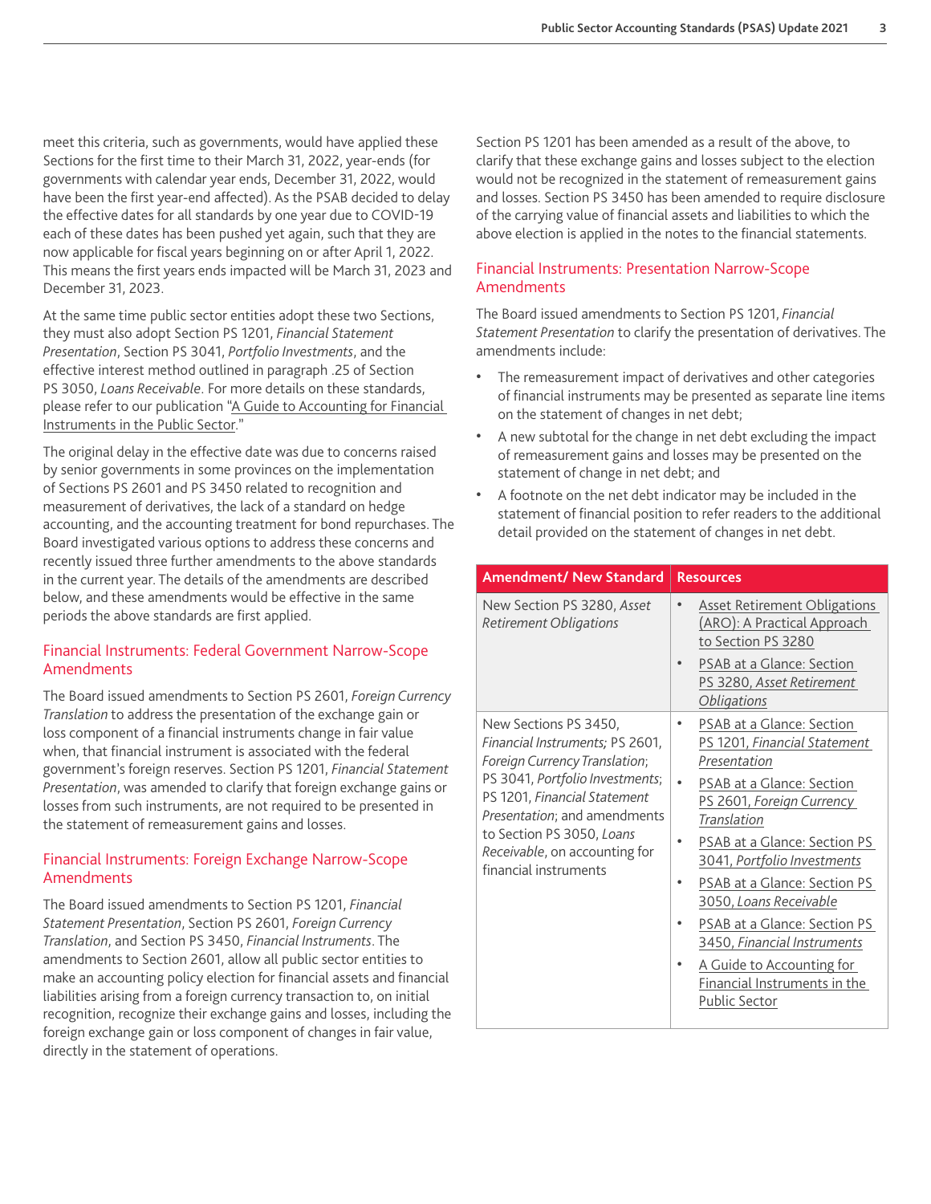meet this criteria, such as governments, would have applied these Sections for the first time to their March 31, 2022, year-ends (for governments with calendar year ends, December 31, 2022, would have been the first year-end affected). As the PSAB decided to delay the effective dates for all standards by one year due to COVID-19 each of these dates has been pushed yet again, such that they are now applicable for fiscal years beginning on or after April 1, 2022. This means the first years ends impacted will be March 31, 2023 and December 31, 2023.

At the same time public sector entities adopt these two Sections, they must also adopt Section PS 1201, *Financial Statement Presentation*, Section PS 3041, *Portfolio Investments*, and the effective interest method outlined in paragraph .25 of Section PS 3050, *Loans Receivable*. For more details on these standards, please refer to our publication "A Guide to Accounting for Financial Instruments in the Public Sector."

The original delay in the effective date was due to concerns raised by senior governments in some provinces on the implementation of Sections PS 2601 and PS 3450 related to recognition and measurement of derivatives, the lack of a standard on hedge accounting, and the accounting treatment for bond repurchases. The Board investigated various options to address these concerns and recently issued three further amendments to the above standards in the current year. The details of the amendments are described below, and these amendments would be effective in the same periods the above standards are first applied.

## Financial Instruments: Federal Government Narrow-Scope Amendments

The Board issued amendments to Section PS 2601, *Foreign Currency Translation* to address the presentation of the exchange gain or loss component of a financial instruments change in fair value when, that financial instrument is associated with the federal government's foreign reserves. Section PS 1201, *Financial Statement Presentation*, was amended to clarify that foreign exchange gains or losses from such instruments, are not required to be presented in the statement of remeasurement gains and losses.

## Financial Instruments: Foreign Exchange Narrow-Scope Amendments

The Board issued amendments to Section PS 1201, *Financial Statement Presentation*, Section PS 2601, *Foreign Currency Translation*, and Section PS 3450, *Financial Instruments*. The amendments to Section 2601, allow all public sector entities to make an accounting policy election for financial assets and financial liabilities arising from a foreign currency transaction to, on initial recognition, recognize their exchange gains and losses, including the foreign exchange gain or loss component of changes in fair value, directly in the statement of operations.

Section PS 1201 has been amended as a result of the above, to clarify that these exchange gains and losses subject to the election would not be recognized in the statement of remeasurement gains and losses. Section PS 3450 has been amended to require disclosure of the carrying value of financial assets and liabilities to which the above election is applied in the notes to the financial statements.

## Financial Instruments: Presentation Narrow-Scope Amendments

The Board issued amendments to Section PS 1201, *Financial Statement Presentation* to clarify the presentation of derivatives. The amendments include:

- The remeasurement impact of derivatives and other categories of financial instruments may be presented as separate line items on the statement of changes in net debt;
- A new subtotal for the change in net debt excluding the impact of remeasurement gains and losses may be presented on the statement of change in net debt; and
- A footnote on the net debt indicator may be included in the statement of financial position to refer readers to the additional detail provided on the statement of changes in net debt.

| Amendment/ New Standard | Resources |
|---|---|
| New Section PS 3280, *Asset Retirement Obligations* | • Asset Retirement Obligations (ARO): A Practical Approach to Section PS 3280<br>• PSAB at a Glance: Section PS 3280, *Asset Retirement Obligations* |
| New Sections PS 3450, *Financial Instruments;* PS 2601, *Foreign Currency Translation*; PS 3041, *Portfolio Investments*; PS 1201, *Financial Statement Presentation*; and amendments to Section PS 3050, *Loans Receivable*, on accounting for financial instruments | • PSAB at a Glance: Section PS 1201, *Financial Statement Presentation*<br>• PSAB at a Glance: Section PS 2601, *Foreign Currency Translation*<br>• PSAB at a Glance: Section PS 3041, *Portfolio Investments*<br>• PSAB at a Glance: Section PS 3050, *Loans Receivable*<br>• PSAB at a Glance: Section PS 3450, *Financial Instruments*<br>• A Guide to Accounting for Financial Instruments in the Public Sector |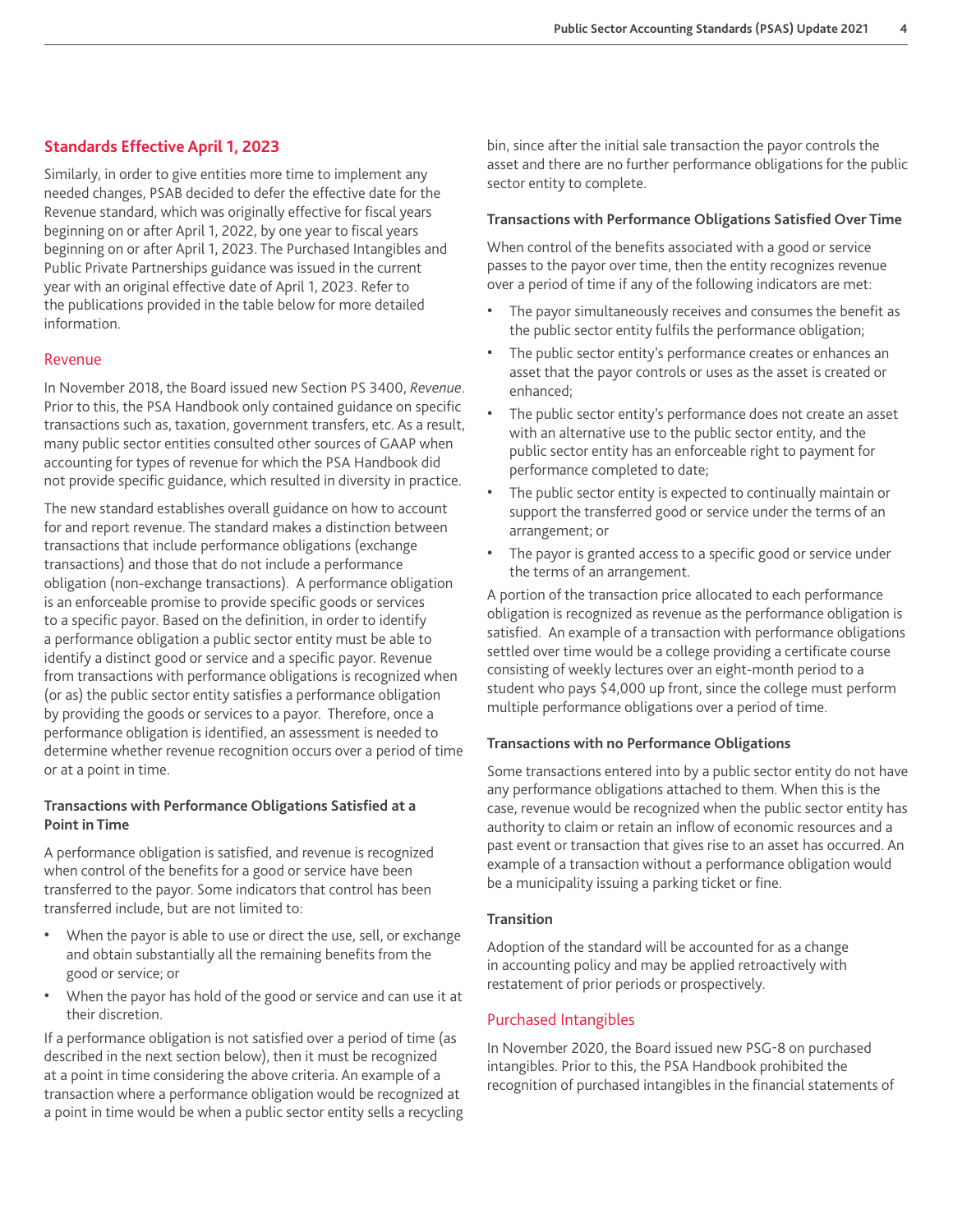## Standards Effective April 1, 2023

Similarly, in order to give entities more time to implement any needed changes, PSAB decided to defer the effective date for the Revenue standard, which was originally effective for fiscal years beginning on or after April 1, 2022, by one year to fiscal years beginning on or after April 1, 2023. The Purchased Intangibles and Public Private Partnerships guidance was issued in the current year with an original effective date of April 1, 2023. Refer to the publications provided in the table below for more detailed information.

### Revenue

In November 2018, the Board issued new Section PS 3400, *Revenue*. Prior to this, the PSA Handbook only contained guidance on specific transactions such as, taxation, government transfers, etc. As a result, many public sector entities consulted other sources of GAAP when accounting for types of revenue for which the PSA Handbook did not provide specific guidance, which resulted in diversity in practice.

The new standard establishes overall guidance on how to account for and report revenue. The standard makes a distinction between transactions that include performance obligations (exchange transactions) and those that do not include a performance obligation (non-exchange transactions). A performance obligation is an enforceable promise to provide specific goods or services to a specific payor. Based on the definition, in order to identify a performance obligation a public sector entity must be able to identify a distinct good or service and a specific payor. Revenue from transactions with performance obligations is recognized when (or as) the public sector entity satisfies a performance obligation by providing the goods or services to a payor. Therefore, once a performance obligation is identified, an assessment is needed to determine whether revenue recognition occurs over a period of time or at a point in time.

#### Transactions with Performance Obligations Satisfied at a Point in Time

A performance obligation is satisfied, and revenue is recognized when control of the benefits for a good or service have been transferred to the payor. Some indicators that control has been transferred include, but are not limited to:

- When the payor is able to use or direct the use, sell, or exchange and obtain substantially all the remaining benefits from the good or service; or
- When the payor has hold of the good or service and can use it at their discretion.

If a performance obligation is not satisfied over a period of time (as described in the next section below), then it must be recognized at a point in time considering the above criteria. An example of a transaction where a performance obligation would be recognized at a point in time would be when a public sector entity sells a recycling bin, since after the initial sale transaction the payor controls the asset and there are no further performance obligations for the public sector entity to complete.

#### Transactions with Performance Obligations Satisfied Over Time

When control of the benefits associated with a good or service passes to the payor over time, then the entity recognizes revenue over a period of time if any of the following indicators are met:

- The payor simultaneously receives and consumes the benefit as the public sector entity fulfils the performance obligation;
- The public sector entity's performance creates or enhances an asset that the payor controls or uses as the asset is created or enhanced;
- The public sector entity's performance does not create an asset with an alternative use to the public sector entity, and the public sector entity has an enforceable right to payment for performance completed to date;
- The public sector entity is expected to continually maintain or support the transferred good or service under the terms of an arrangement; or
- The payor is granted access to a specific good or service under the terms of an arrangement.

A portion of the transaction price allocated to each performance obligation is recognized as revenue as the performance obligation is satisfied. An example of a transaction with performance obligations settled over time would be a college providing a certificate course consisting of weekly lectures over an eight-month period to a student who pays $4,000 up front, since the college must perform multiple performance obligations over a period of time.

#### Transactions with no Performance Obligations

Some transactions entered into by a public sector entity do not have any performance obligations attached to them. When this is the case, revenue would be recognized when the public sector entity has authority to claim or retain an inflow of economic resources and a past event or transaction that gives rise to an asset has occurred. An example of a transaction without a performance obligation would be a municipality issuing a parking ticket or fine.

#### Transition

Adoption of the standard will be accounted for as a change in accounting policy and may be applied retroactively with restatement of prior periods or prospectively.

### Purchased Intangibles

In November 2020, the Board issued new PSG-8 on purchased intangibles. Prior to this, the PSA Handbook prohibited the recognition of purchased intangibles in the financial statements of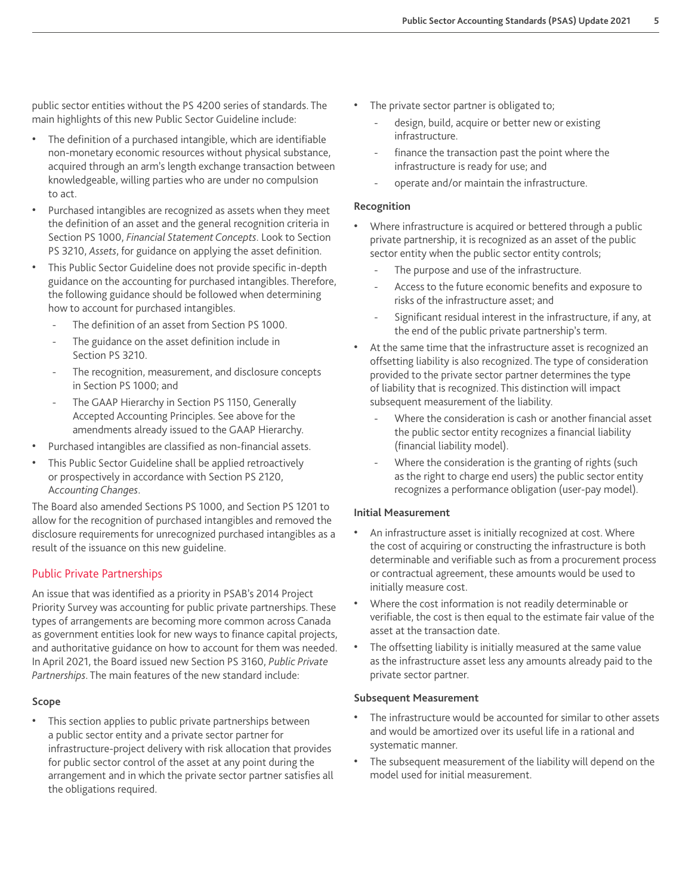public sector entities without the PS 4200 series of standards. The main highlights of this new Public Sector Guideline include:

- The definition of a purchased intangible, which are identifiable non-monetary economic resources without physical substance, acquired through an arm's length exchange transaction between knowledgeable, willing parties who are under no compulsion to act.
- Purchased intangibles are recognized as assets when they meet the definition of an asset and the general recognition criteria in Section PS 1000, *Financial Statement Concepts*. Look to Section PS 3210, *Assets*, for guidance on applying the asset definition.
- This Public Sector Guideline does not provide specific in-depth guidance on the accounting for purchased intangibles. Therefore, the following guidance should be followed when determining how to account for purchased intangibles.
  - The definition of an asset from Section PS 1000.
  - The guidance on the asset definition include in Section PS 3210.
  - The recognition, measurement, and disclosure concepts in Section PS 1000; and
  - The GAAP Hierarchy in Section PS 1150, Generally Accepted Accounting Principles. See above for the amendments already issued to the GAAP Hierarchy.
- Purchased intangibles are classified as non-financial assets.
- This Public Sector Guideline shall be applied retroactively or prospectively in accordance with Section PS 2120, *Accounting Changes*.

The Board also amended Sections PS 1000, and Section PS 1201 to allow for the recognition of purchased intangibles and removed the disclosure requirements for unrecognized purchased intangibles as a result of the issuance on this new guideline.

## Public Private Partnerships

An issue that was identified as a priority in PSAB's 2014 Project Priority Survey was accounting for public private partnerships. These types of arrangements are becoming more common across Canada as government entities look for new ways to finance capital projects, and authoritative guidance on how to account for them was needed. In April 2021, the Board issued new Section PS 3160, *Public Private Partnerships*. The main features of the new standard include:

### Scope

- This section applies to public private partnerships between a public sector entity and a private sector partner for infrastructure-project delivery with risk allocation that provides for public sector control of the asset at any point during the arrangement and in which the private sector partner satisfies all the obligations required.
- The private sector partner is obligated to;
  - design, build, acquire or better new or existing infrastructure.
  - finance the transaction past the point where the infrastructure is ready for use; and
  - operate and/or maintain the infrastructure.

### Recognition

- Where infrastructure is acquired or bettered through a public private partnership, it is recognized as an asset of the public sector entity when the public sector entity controls;
  - The purpose and use of the infrastructure.
  - Access to the future economic benefits and exposure to risks of the infrastructure asset; and
  - Significant residual interest in the infrastructure, if any, at the end of the public private partnership's term.
- At the same time that the infrastructure asset is recognized an offsetting liability is also recognized. The type of consideration provided to the private sector partner determines the type of liability that is recognized. This distinction will impact subsequent measurement of the liability.
  - Where the consideration is cash or another financial asset the public sector entity recognizes a financial liability (financial liability model).
  - Where the consideration is the granting of rights (such as the right to charge end users) the public sector entity recognizes a performance obligation (user-pay model).

### Initial Measurement

- An infrastructure asset is initially recognized at cost. Where the cost of acquiring or constructing the infrastructure is both determinable and verifiable such as from a procurement process or contractual agreement, these amounts would be used to initially measure cost.
- Where the cost information is not readily determinable or verifiable, the cost is then equal to the estimate fair value of the asset at the transaction date.
- The offsetting liability is initially measured at the same value as the infrastructure asset less any amounts already paid to the private sector partner.

### Subsequent Measurement

- The infrastructure would be accounted for similar to other assets and would be amortized over its useful life in a rational and systematic manner.
- The subsequent measurement of the liability will depend on the model used for initial measurement.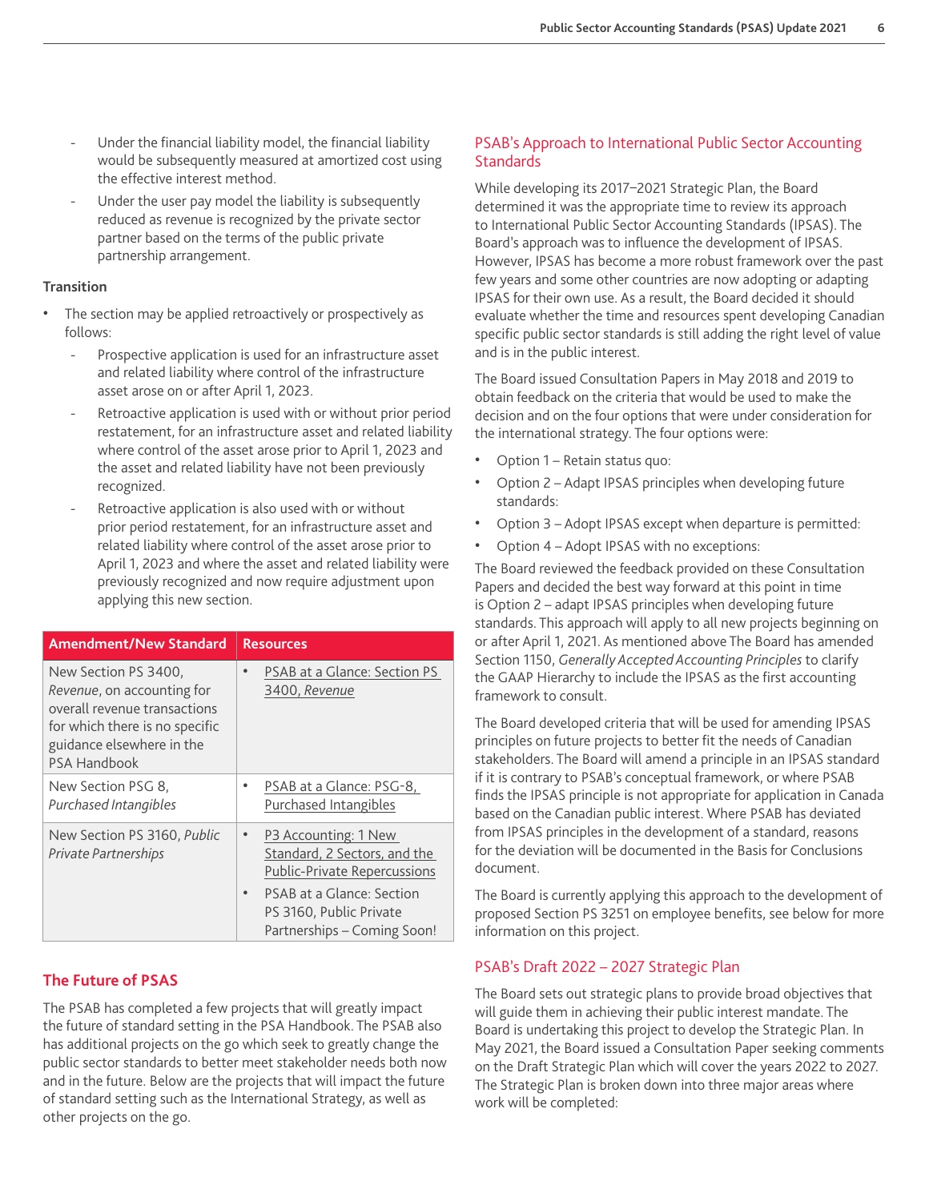- Under the financial liability model, the financial liability would be subsequently measured at amortized cost using the effective interest method.
- Under the user pay model the liability is subsequently reduced as revenue is recognized by the private sector partner based on the terms of the public private partnership arrangement.

**Transition**

- The section may be applied retroactively or prospectively as follows:
  - Prospective application is used for an infrastructure asset and related liability where control of the infrastructure asset arose on or after April 1, 2023.
  - Retroactive application is used with or without prior period restatement, for an infrastructure asset and related liability where control of the asset arose prior to April 1, 2023 and the asset and related liability have not been previously recognized.
  - Retroactive application is also used with or without prior period restatement, for an infrastructure asset and related liability where control of the asset arose prior to April 1, 2023 and where the asset and related liability were previously recognized and now require adjustment upon applying this new section.

| Amendment/New Standard | Resources |
|---|---|
| New Section PS 3400, *Revenue*, on accounting for overall revenue transactions for which there is no specific guidance elsewhere in the PSA Handbook | • PSAB at a Glance: Section PS 3400, *Revenue* |
| New Section PSG 8, *Purchased Intangibles* | • PSAB at a Glance: PSG-8, Purchased Intangibles |
| New Section PS 3160, *Public Private Partnerships* | • P3 Accounting: 1 New Standard, 2 Sectors, and the Public-Private Repercussions<br>• PSAB at a Glance: Section PS 3160, Public Private Partnerships – Coming Soon! |

## The Future of PSAS

The PSAB has completed a few projects that will greatly impact the future of standard setting in the PSA Handbook. The PSAB also has additional projects on the go which seek to greatly change the public sector standards to better meet stakeholder needs both now and in the future. Below are the projects that will impact the future of standard setting such as the International Strategy, as well as other projects on the go.

### PSAB's Approach to International Public Sector Accounting Standards

While developing its 2017–2021 Strategic Plan, the Board determined it was the appropriate time to review its approach to International Public Sector Accounting Standards (IPSAS). The Board's approach was to influence the development of IPSAS. However, IPSAS has become a more robust framework over the past few years and some other countries are now adopting or adapting IPSAS for their own use. As a result, the Board decided it should evaluate whether the time and resources spent developing Canadian specific public sector standards is still adding the right level of value and is in the public interest.

The Board issued Consultation Papers in May 2018 and 2019 to obtain feedback on the criteria that would be used to make the decision and on the four options that were under consideration for the international strategy. The four options were:

- Option 1 – Retain status quo:
- Option 2 – Adapt IPSAS principles when developing future standards:
- Option 3 – Adopt IPSAS except when departure is permitted:
- Option 4 – Adopt IPSAS with no exceptions:

The Board reviewed the feedback provided on these Consultation Papers and decided the best way forward at this point in time is Option 2 – adapt IPSAS principles when developing future standards. This approach will apply to all new projects beginning on or after April 1, 2021. As mentioned above The Board has amended Section 1150, *Generally Accepted Accounting Principles* to clarify the GAAP Hierarchy to include the IPSAS as the first accounting framework to consult.

The Board developed criteria that will be used for amending IPSAS principles on future projects to better fit the needs of Canadian stakeholders. The Board will amend a principle in an IPSAS standard if it is contrary to PSAB's conceptual framework, or where PSAB finds the IPSAS principle is not appropriate for application in Canada based on the Canadian public interest. Where PSAB has deviated from IPSAS principles in the development of a standard, reasons for the deviation will be documented in the Basis for Conclusions document.

The Board is currently applying this approach to the development of proposed Section PS 3251 on employee benefits, see below for more information on this project.

### PSAB's Draft 2022 – 2027 Strategic Plan

The Board sets out strategic plans to provide broad objectives that will guide them in achieving their public interest mandate. The Board is undertaking this project to develop the Strategic Plan. In May 2021, the Board issued a Consultation Paper seeking comments on the Draft Strategic Plan which will cover the years 2022 to 2027. The Strategic Plan is broken down into three major areas where work will be completed: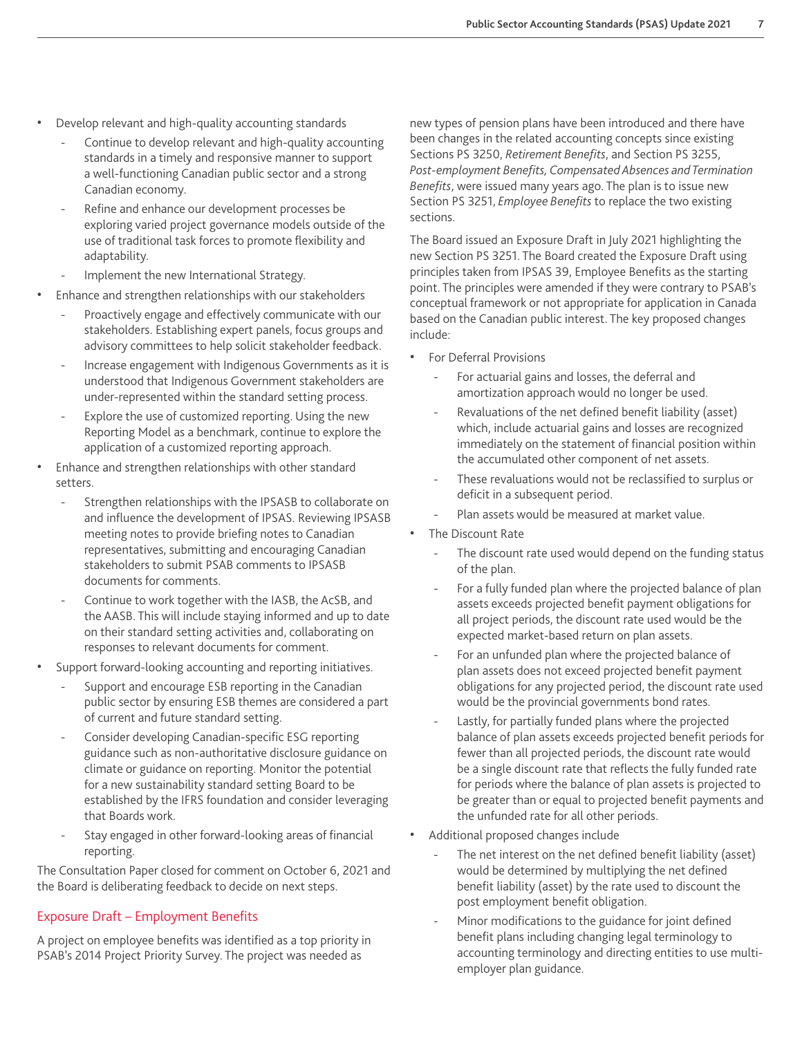- Develop relevant and high-quality accounting standards
  - Continue to develop relevant and high-quality accounting standards in a timely and responsive manner to support a well-functioning Canadian public sector and a strong Canadian economy.
  - Refine and enhance our development processes be exploring varied project governance models outside of the use of traditional task forces to promote flexibility and adaptability.
  - Implement the new International Strategy.
- Enhance and strengthen relationships with our stakeholders
  - Proactively engage and effectively communicate with our stakeholders. Establishing expert panels, focus groups and advisory committees to help solicit stakeholder feedback.
  - Increase engagement with Indigenous Governments as it is understood that Indigenous Government stakeholders are under-represented within the standard setting process.
  - Explore the use of customized reporting. Using the new Reporting Model as a benchmark, continue to explore the application of a customized reporting approach.
- Enhance and strengthen relationships with other standard setters.
  - Strengthen relationships with the IPSASB to collaborate on and influence the development of IPSAS. Reviewing IPSASB meeting notes to provide briefing notes to Canadian representatives, submitting and encouraging Canadian stakeholders to submit PSAB comments to IPSASB documents for comments.
  - Continue to work together with the IASB, the AcSB, and the AASB. This will include staying informed and up to date on their standard setting activities and, collaborating on responses to relevant documents for comment.
- Support forward-looking accounting and reporting initiatives.
  - Support and encourage ESB reporting in the Canadian public sector by ensuring ESB themes are considered a part of current and future standard setting.
  - Consider developing Canadian-specific ESG reporting guidance such as non-authoritative disclosure guidance on climate or guidance on reporting. Monitor the potential for a new sustainability standard setting Board to be established by the IFRS foundation and consider leveraging that Boards work.
  - Stay engaged in other forward-looking areas of financial reporting.

The Consultation Paper closed for comment on October 6, 2021 and the Board is deliberating feedback to decide on next steps.

## Exposure Draft – Employment Benefits

A project on employee benefits was identified as a top priority in PSAB's 2014 Project Priority Survey. The project was needed as new types of pension plans have been introduced and there have been changes in the related accounting concepts since existing Sections PS 3250, *Retirement Benefits*, and Section PS 3255, *Post-employment Benefits, Compensated Absences and Termination Benefits*, were issued many years ago. The plan is to issue new Section PS 3251, *Employee Benefits* to replace the two existing sections.

The Board issued an Exposure Draft in July 2021 highlighting the new Section PS 3251. The Board created the Exposure Draft using principles taken from IPSAS 39, Employee Benefits as the starting point. The principles were amended if they were contrary to PSAB's conceptual framework or not appropriate for application in Canada based on the Canadian public interest. The key proposed changes include:

- For Deferral Provisions
  - For actuarial gains and losses, the deferral and amortization approach would no longer be used.
  - Revaluations of the net defined benefit liability (asset) which, include actuarial gains and losses are recognized immediately on the statement of financial position within the accumulated other component of net assets.
  - These revaluations would not be reclassified to surplus or deficit in a subsequent period.
  - Plan assets would be measured at market value.
- The Discount Rate
  - The discount rate used would depend on the funding status of the plan.
  - For a fully funded plan where the projected balance of plan assets exceeds projected benefit payment obligations for all project periods, the discount rate used would be the expected market-based return on plan assets.
  - For an unfunded plan where the projected balance of plan assets does not exceed projected benefit payment obligations for any projected period, the discount rate used would be the provincial governments bond rates.
  - Lastly, for partially funded plans where the projected balance of plan assets exceeds projected benefit periods for fewer than all projected periods, the discount rate would be a single discount rate that reflects the fully funded rate for periods where the balance of plan assets is projected to be greater than or equal to projected benefit payments and the unfunded rate for all other periods.
- Additional proposed changes include
  - The net interest on the net defined benefit liability (asset) would be determined by multiplying the net defined benefit liability (asset) by the rate used to discount the post employment benefit obligation.
  - Minor modifications to the guidance for joint defined benefit plans including changing legal terminology to accounting terminology and directing entities to use multi-employer plan guidance.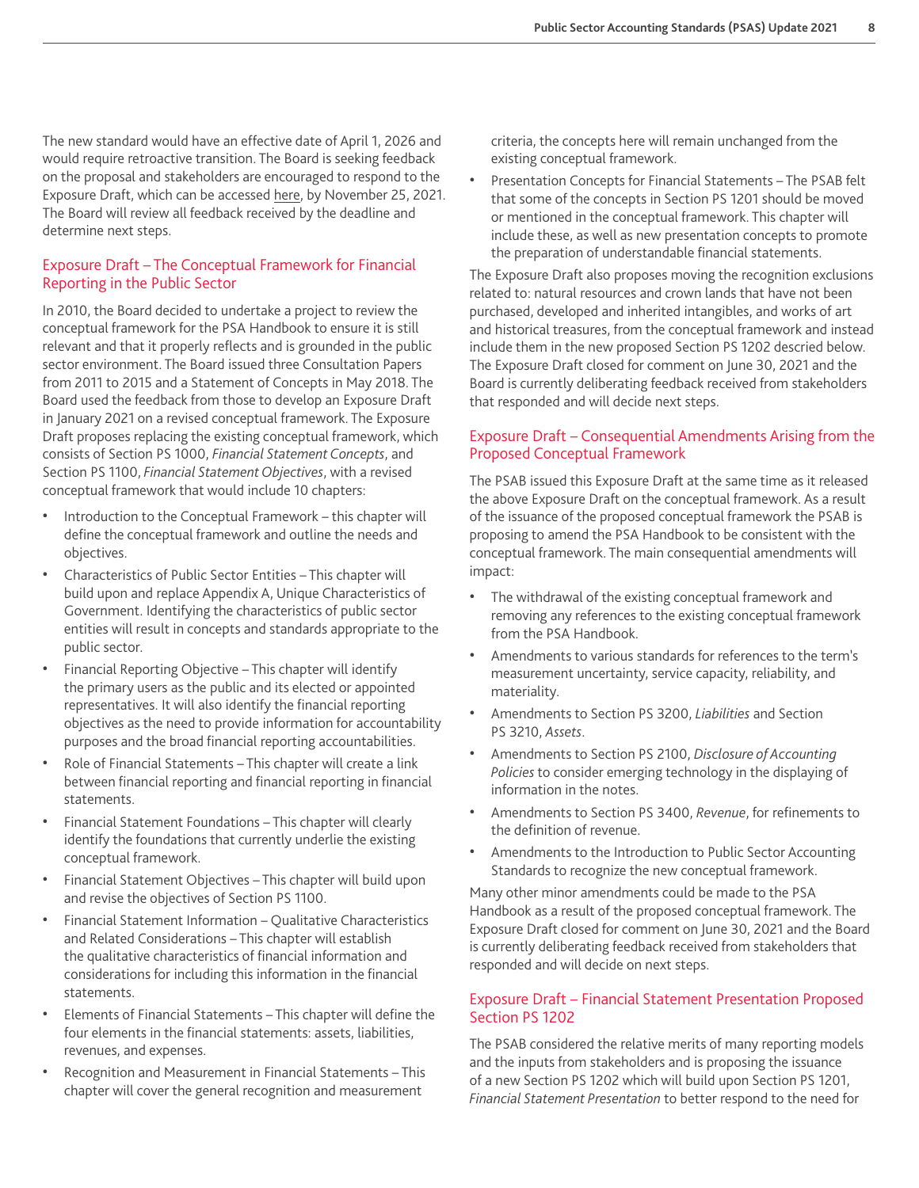The new standard would have an effective date of April 1, 2026 and would require retroactive transition. The Board is seeking feedback on the proposal and stakeholders are encouraged to respond to the Exposure Draft, which can be accessed here, by November 25, 2021. The Board will review all feedback received by the deadline and determine next steps.

## Exposure Draft – The Conceptual Framework for Financial Reporting in the Public Sector

In 2010, the Board decided to undertake a project to review the conceptual framework for the PSA Handbook to ensure it is still relevant and that it properly reflects and is grounded in the public sector environment. The Board issued three Consultation Papers from 2011 to 2015 and a Statement of Concepts in May 2018. The Board used the feedback from those to develop an Exposure Draft in January 2021 on a revised conceptual framework. The Exposure Draft proposes replacing the existing conceptual framework, which consists of Section PS 1000, *Financial Statement Concepts*, and Section PS 1100, *Financial Statement Objectives*, with a revised conceptual framework that would include 10 chapters:

- Introduction to the Conceptual Framework – this chapter will define the conceptual framework and outline the needs and objectives.
- Characteristics of Public Sector Entities – This chapter will build upon and replace Appendix A, Unique Characteristics of Government. Identifying the characteristics of public sector entities will result in concepts and standards appropriate to the public sector.
- Financial Reporting Objective – This chapter will identify the primary users as the public and its elected or appointed representatives. It will also identify the financial reporting objectives as the need to provide information for accountability purposes and the broad financial reporting accountabilities.
- Role of Financial Statements – This chapter will create a link between financial reporting and financial reporting in financial statements.
- Financial Statement Foundations – This chapter will clearly identify the foundations that currently underlie the existing conceptual framework.
- Financial Statement Objectives – This chapter will build upon and revise the objectives of Section PS 1100.
- Financial Statement Information – Qualitative Characteristics and Related Considerations – This chapter will establish the qualitative characteristics of financial information and considerations for including this information in the financial statements.
- Elements of Financial Statements – This chapter will define the four elements in the financial statements: assets, liabilities, revenues, and expenses.
- Recognition and Measurement in Financial Statements – This chapter will cover the general recognition and measurement criteria, the concepts here will remain unchanged from the existing conceptual framework.
- Presentation Concepts for Financial Statements – The PSAB felt that some of the concepts in Section PS 1201 should be moved or mentioned in the conceptual framework. This chapter will include these, as well as new presentation concepts to promote the preparation of understandable financial statements.

The Exposure Draft also proposes moving the recognition exclusions related to: natural resources and crown lands that have not been purchased, developed and inherited intangibles, and works of art and historical treasures, from the conceptual framework and instead include them in the new proposed Section PS 1202 descried below. The Exposure Draft closed for comment on June 30, 2021 and the Board is currently deliberating feedback received from stakeholders that responded and will decide next steps.

## Exposure Draft – Consequential Amendments Arising from the Proposed Conceptual Framework

The PSAB issued this Exposure Draft at the same time as it released the above Exposure Draft on the conceptual framework. As a result of the issuance of the proposed conceptual framework the PSAB is proposing to amend the PSA Handbook to be consistent with the conceptual framework. The main consequential amendments will impact:

- The withdrawal of the existing conceptual framework and removing any references to the existing conceptual framework from the PSA Handbook.
- Amendments to various standards for references to the term's measurement uncertainty, service capacity, reliability, and materiality.
- Amendments to Section PS 3200, *Liabilities* and Section PS 3210, *Assets*.
- Amendments to Section PS 2100, *Disclosure of Accounting Policies* to consider emerging technology in the displaying of information in the notes.
- Amendments to Section PS 3400, *Revenue*, for refinements to the definition of revenue.
- Amendments to the Introduction to Public Sector Accounting Standards to recognize the new conceptual framework.

Many other minor amendments could be made to the PSA Handbook as a result of the proposed conceptual framework. The Exposure Draft closed for comment on June 30, 2021 and the Board is currently deliberating feedback received from stakeholders that responded and will decide on next steps.

## Exposure Draft – Financial Statement Presentation Proposed Section PS 1202

The PSAB considered the relative merits of many reporting models and the inputs from stakeholders and is proposing the issuance of a new Section PS 1202 which will build upon Section PS 1201, *Financial Statement Presentation* to better respond to the need for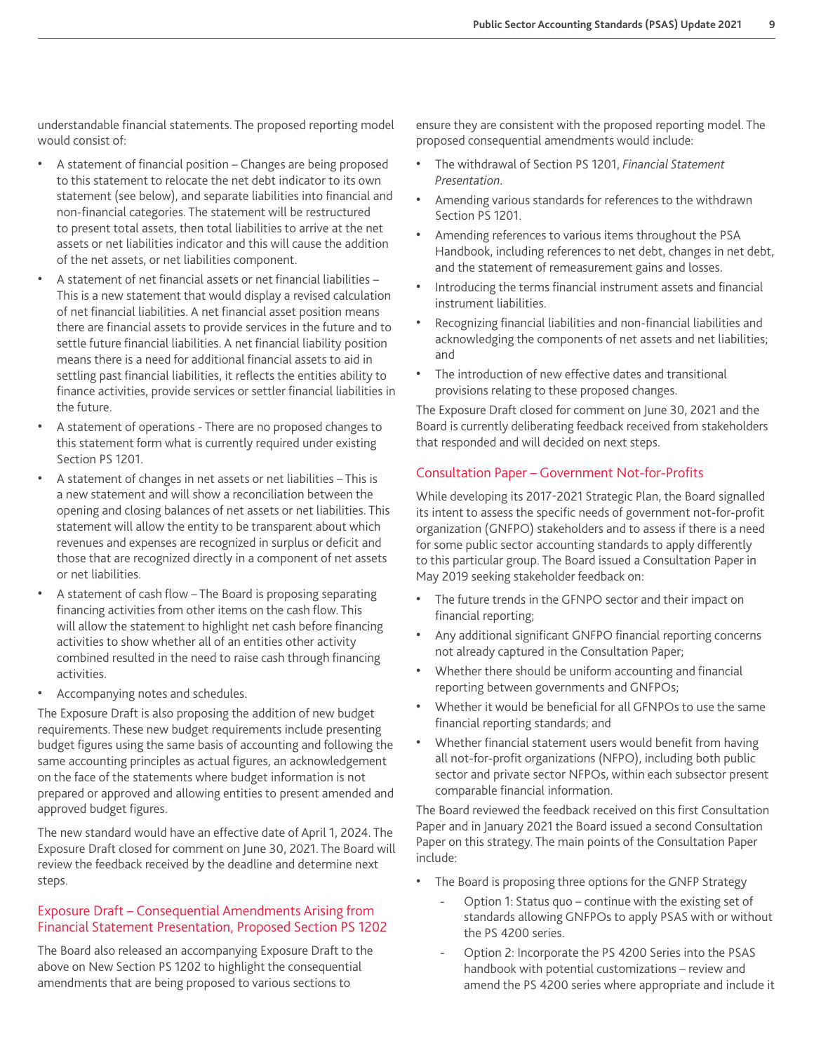understandable financial statements. The proposed reporting model would consist of:

- A statement of financial position – Changes are being proposed to this statement to relocate the net debt indicator to its own statement (see below), and separate liabilities into financial and non-financial categories. The statement will be restructured to present total assets, then total liabilities to arrive at the net assets or net liabilities indicator and this will cause the addition of the net assets, or net liabilities component.
- A statement of net financial assets or net financial liabilities – This is a new statement that would display a revised calculation of net financial liabilities. A net financial asset position means there are financial assets to provide services in the future and to settle future financial liabilities. A net financial liability position means there is a need for additional financial assets to aid in settling past financial liabilities, it reflects the entities ability to finance activities, provide services or settler financial liabilities in the future.
- A statement of operations - There are no proposed changes to this statement form what is currently required under existing Section PS 1201.
- A statement of changes in net assets or net liabilities – This is a new statement and will show a reconciliation between the opening and closing balances of net assets or net liabilities. This statement will allow the entity to be transparent about which revenues and expenses are recognized in surplus or deficit and those that are recognized directly in a component of net assets or net liabilities.
- A statement of cash flow – The Board is proposing separating financing activities from other items on the cash flow. This will allow the statement to highlight net cash before financing activities to show whether all of an entities other activity combined resulted in the need to raise cash through financing activities.
- Accompanying notes and schedules.

The Exposure Draft is also proposing the addition of new budget requirements. These new budget requirements include presenting budget figures using the same basis of accounting and following the same accounting principles as actual figures, an acknowledgement on the face of the statements where budget information is not prepared or approved and allowing entities to present amended and approved budget figures.

The new standard would have an effective date of April 1, 2024. The Exposure Draft closed for comment on June 30, 2021. The Board will review the feedback received by the deadline and determine next steps.

## Exposure Draft – Consequential Amendments Arising from Financial Statement Presentation, Proposed Section PS 1202

The Board also released an accompanying Exposure Draft to the above on New Section PS 1202 to highlight the consequential amendments that are being proposed to various sections to ensure they are consistent with the proposed reporting model. The proposed consequential amendments would include:

- The withdrawal of Section PS 1201, *Financial Statement Presentation*.
- Amending various standards for references to the withdrawn Section PS 1201.
- Amending references to various items throughout the PSA Handbook, including references to net debt, changes in net debt, and the statement of remeasurement gains and losses.
- Introducing the terms financial instrument assets and financial instrument liabilities.
- Recognizing financial liabilities and non-financial liabilities and acknowledging the components of net assets and net liabilities; and
- The introduction of new effective dates and transitional provisions relating to these proposed changes.

The Exposure Draft closed for comment on June 30, 2021 and the Board is currently deliberating feedback received from stakeholders that responded and will decided on next steps.

## Consultation Paper – Government Not-for-Profits

While developing its 2017-2021 Strategic Plan, the Board signalled its intent to assess the specific needs of government not-for-profit organization (GNFPO) stakeholders and to assess if there is a need for some public sector accounting standards to apply differently to this particular group. The Board issued a Consultation Paper in May 2019 seeking stakeholder feedback on:

- The future trends in the GFNPO sector and their impact on financial reporting;
- Any additional significant GNFPO financial reporting concerns not already captured in the Consultation Paper;
- Whether there should be uniform accounting and financial reporting between governments and GNFPOs;
- Whether it would be beneficial for all GFNPOs to use the same financial reporting standards; and
- Whether financial statement users would benefit from having all not-for-profit organizations (NFPO), including both public sector and private sector NFPOs, within each subsector present comparable financial information.

The Board reviewed the feedback received on this first Consultation Paper and in January 2021 the Board issued a second Consultation Paper on this strategy. The main points of the Consultation Paper include:

- The Board is proposing three options for the GNFP Strategy
  - Option 1: Status quo – continue with the existing set of standards allowing GNFPOs to apply PSAS with or without the PS 4200 series.
  - Option 2: Incorporate the PS 4200 Series into the PSAS handbook with potential customizations – review and amend the PS 4200 series where appropriate and include it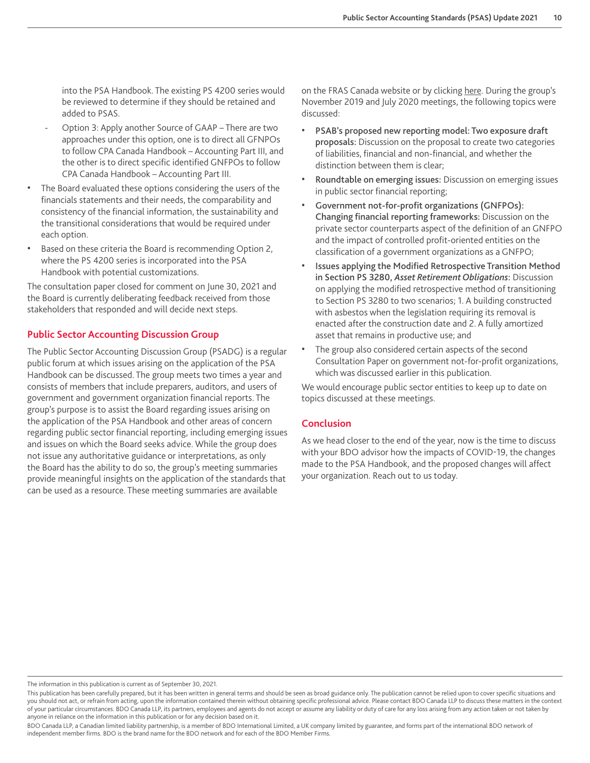into the PSA Handbook. The existing PS 4200 series would be reviewed to determine if they should be retained and added to PSAS.

  - Option 3: Apply another Source of GAAP – There are two approaches under this option, one is to direct all GFNPOs to follow CPA Canada Handbook – Accounting Part III, and the other is to direct specific identified GNFPOs to follow CPA Canada Handbook – Accounting Part III.
- The Board evaluated these options considering the users of the financials statements and their needs, the comparability and consistency of the financial information, the sustainability and the transitional considerations that would be required under each option.
- Based on these criteria the Board is recommending Option 2, where the PS 4200 series is incorporated into the PSA Handbook with potential customizations.

The consultation paper closed for comment on June 30, 2021 and the Board is currently deliberating feedback received from those stakeholders that responded and will decide next steps.

## Public Sector Accounting Discussion Group

The Public Sector Accounting Discussion Group (PSADG) is a regular public forum at which issues arising on the application of the PSA Handbook can be discussed. The group meets two times a year and consists of members that include preparers, auditors, and users of government and government organization financial reports. The group's purpose is to assist the Board regarding issues arising on the application of the PSA Handbook and other areas of concern regarding public sector financial reporting, including emerging issues and issues on which the Board seeks advice. While the group does not issue any authoritative guidance or interpretations, as only the Board has the ability to do so, the group's meeting summaries provide meaningful insights on the application of the standards that can be used as a resource. These meeting summaries are available on the FRAS Canada website or by clicking here. During the group's November 2019 and July 2020 meetings, the following topics were discussed:

- **PSAB's proposed new reporting model: Two exposure draft proposals:** Discussion on the proposal to create two categories of liabilities, financial and non-financial, and whether the distinction between them is clear;
- **Roundtable on emerging issues:** Discussion on emerging issues in public sector financial reporting;
- **Government not-for-profit organizations (GNFPOs): Changing financial reporting frameworks:** Discussion on the private sector counterparts aspect of the definition of an GNFPO and the impact of controlled profit-oriented entities on the classification of a government organizations as a GNFPO;
- **Issues applying the Modified Retrospective Transition Method in Section PS 3280, *Asset Retirement Obligations*:** Discussion on applying the modified retrospective method of transitioning to Section PS 3280 to two scenarios; 1. A building constructed with asbestos when the legislation requiring its removal is enacted after the construction date and 2. A fully amortized asset that remains in productive use; and
- The group also considered certain aspects of the second Consultation Paper on government not-for-profit organizations, which was discussed earlier in this publication.

We would encourage public sector entities to keep up to date on topics discussed at these meetings.

## Conclusion

As we head closer to the end of the year, now is the time to discuss with your BDO advisor how the impacts of COVID-19, the changes made to the PSA Handbook, and the proposed changes will affect your organization. Reach out to us today.

The information in this publication is current as of September 30, 2021.

This publication has been carefully prepared, but it has been written in general terms and should be seen as broad guidance only. The publication cannot be relied upon to cover specific situations and you should not act, or refrain from acting, upon the information contained therein without obtaining specific professional advice. Please contact BDO Canada LLP to discuss these matters in the context of your particular circumstances. BDO Canada LLP, its partners, employees and agents do not accept or assume any liability or duty of care for any loss arising from any action taken or not taken by anyone in reliance on the information in this publication or for any decision based on it.

BDO Canada LLP, a Canadian limited liability partnership, is a member of BDO International Limited, a UK company limited by guarantee, and forms part of the international BDO network of independent member firms. BDO is the brand name for the BDO network and for each of the BDO Member Firms.